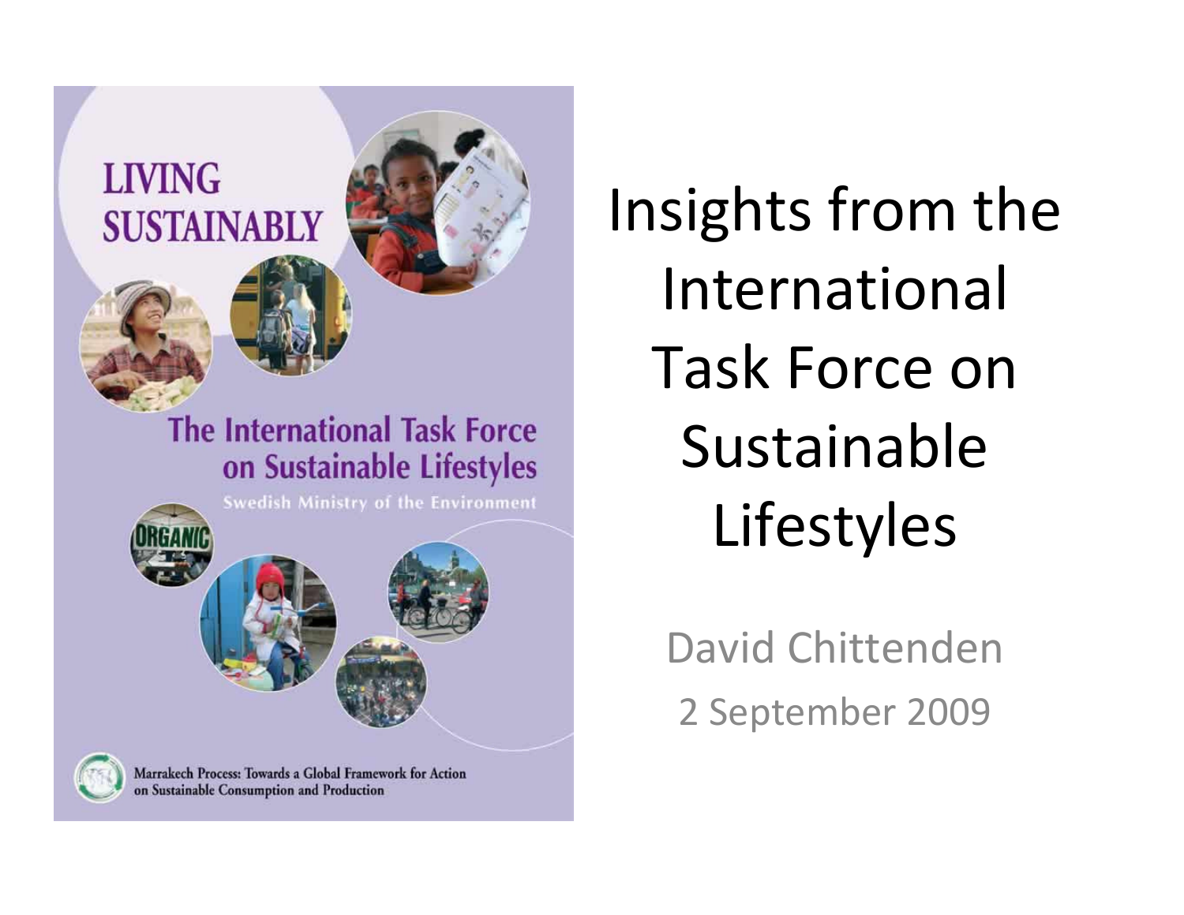LIVING SUSTAINABLY

The International Task Force on Sustainable Lifestyles

Swedish Ministry of the Environment

ORGANIC

Marrakech Process: Towards a Global Framework for Action on Sustainable Consumption and Production

# Insights from the International Task Force on Sustainable Lifestyles

David Chittenden

2 September 2009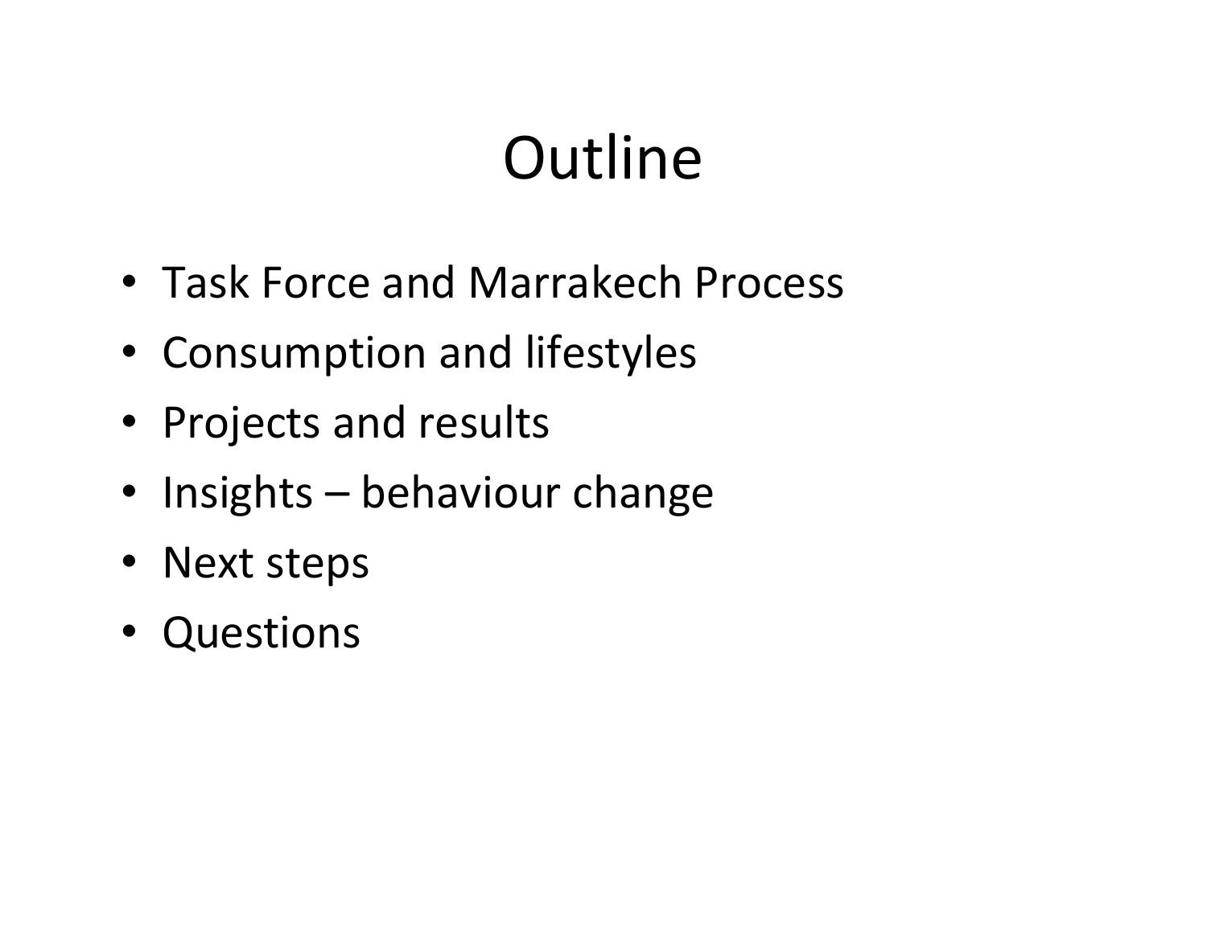# Outline

- Task Force and Marrakech Process
- Consumption and lifestyles
- Projects and results
- Insights – behaviour change
- Next steps
- Questions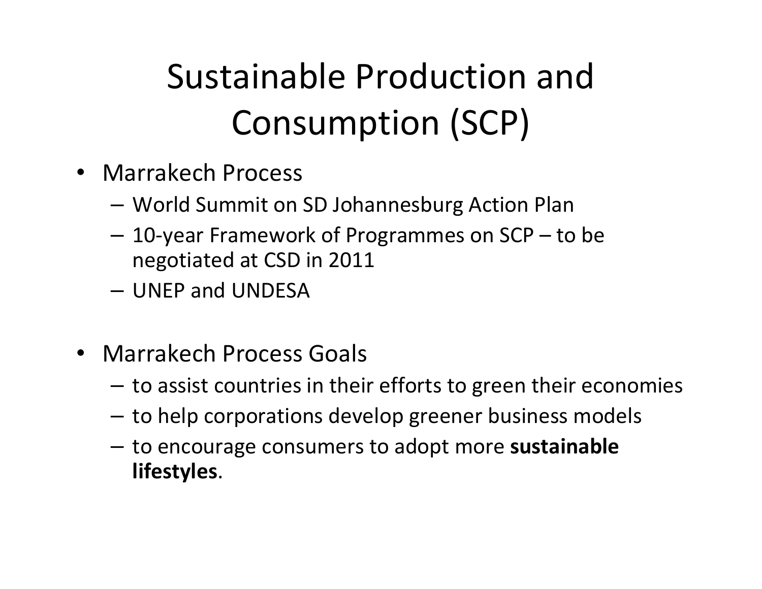# Sustainable Production and Consumption (SCP)

- Marrakech Process
  - World Summit on SD Johannesburg Action Plan
  - 10-year Framework of Programmes on SCP – to be negotiated at CSD in 2011
  - UNEP and UNDESA

- Marrakech Process Goals
  - to assist countries in their efforts to green their economies
  - to help corporations develop greener business models
  - to encourage consumers to adopt more **sustainable lifestyles**.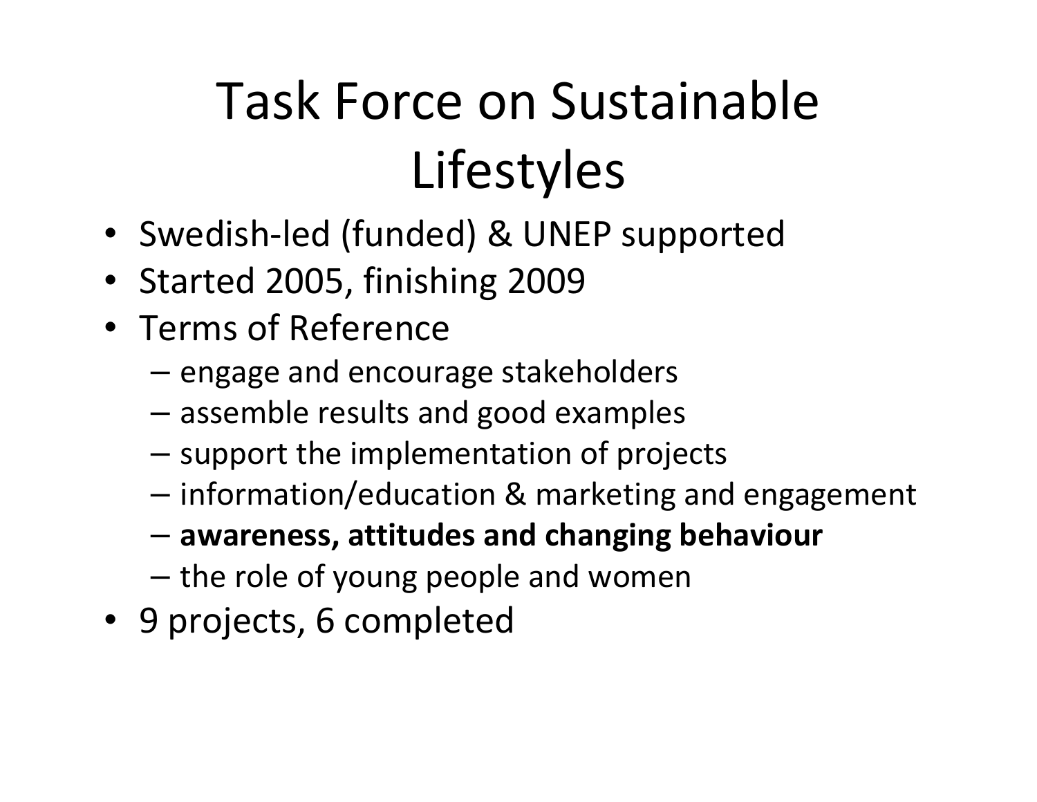# Task Force on Sustainable Lifestyles

- Swedish-led (funded) & UNEP supported
- Started 2005, finishing 2009
- Terms of Reference
  - engage and encourage stakeholders
  - assemble results and good examples
  - support the implementation of projects
  - information/education & marketing and engagement
  - **awareness, attitudes and changing behaviour**
  - the role of young people and women
- 9 projects, 6 completed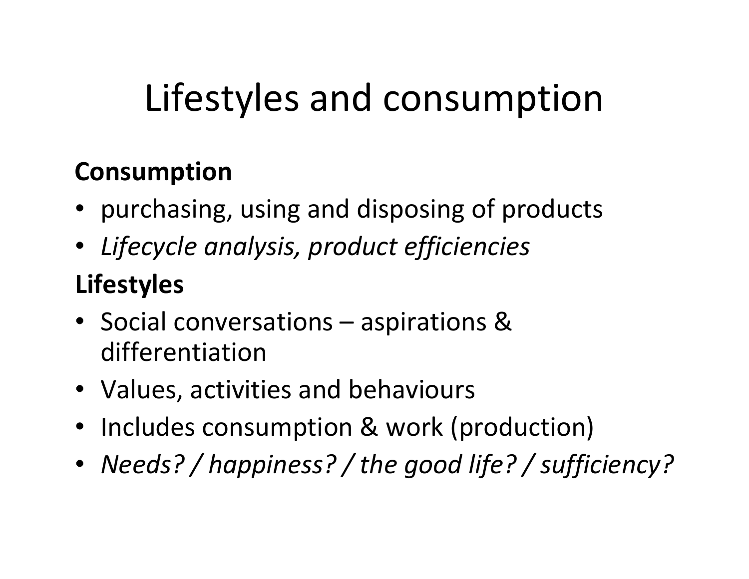# Lifestyles and consumption

**Consumption**

- purchasing, using and disposing of products
- *Lifecycle analysis, product efficiencies*

**Lifestyles**

- Social conversations – aspirations & differentiation
- Values, activities and behaviours
- Includes consumption & work (production)
- *Needs? / happiness? / the good life? / sufficiency?*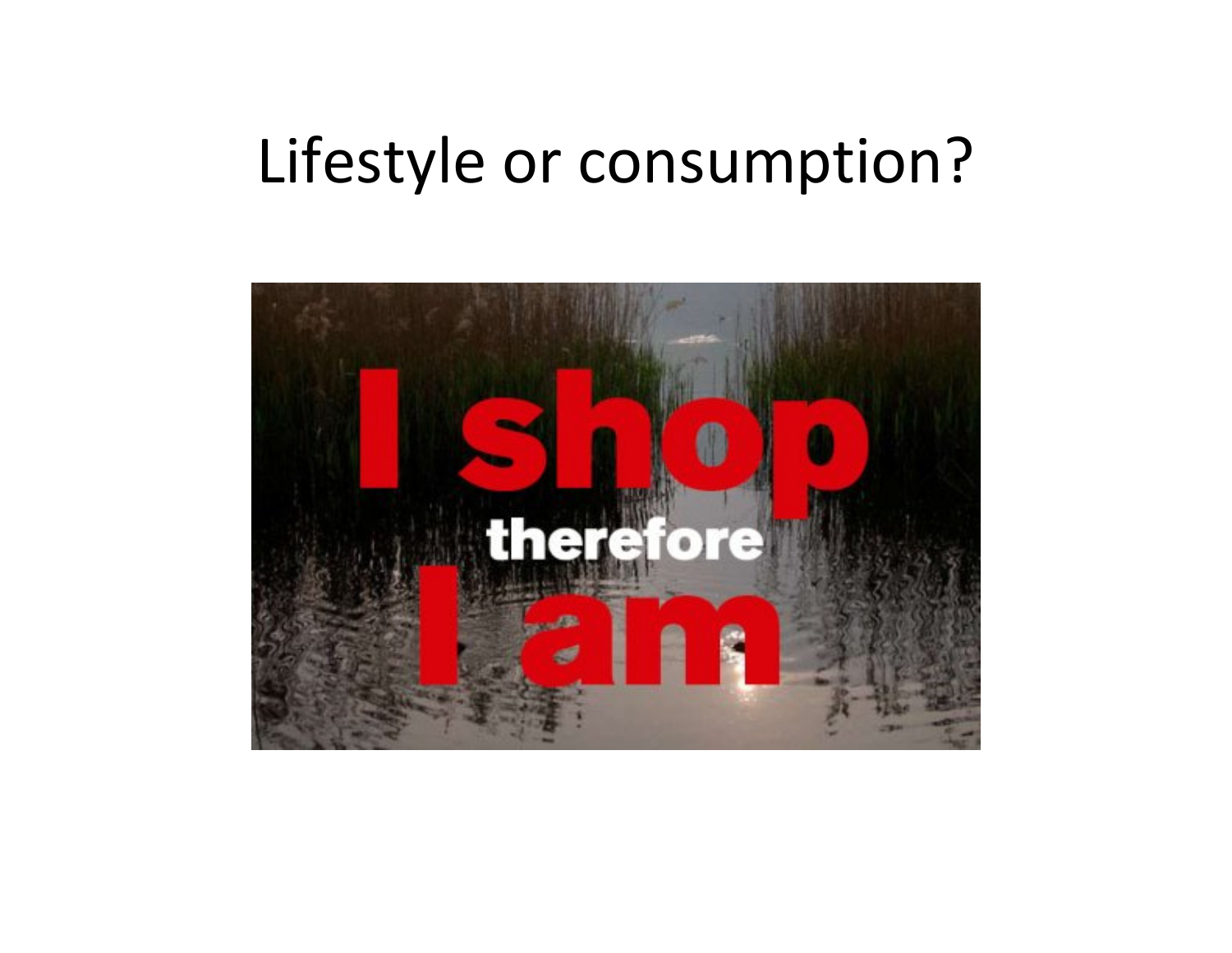# Lifestyle or consumption?

I shop

therefore

I am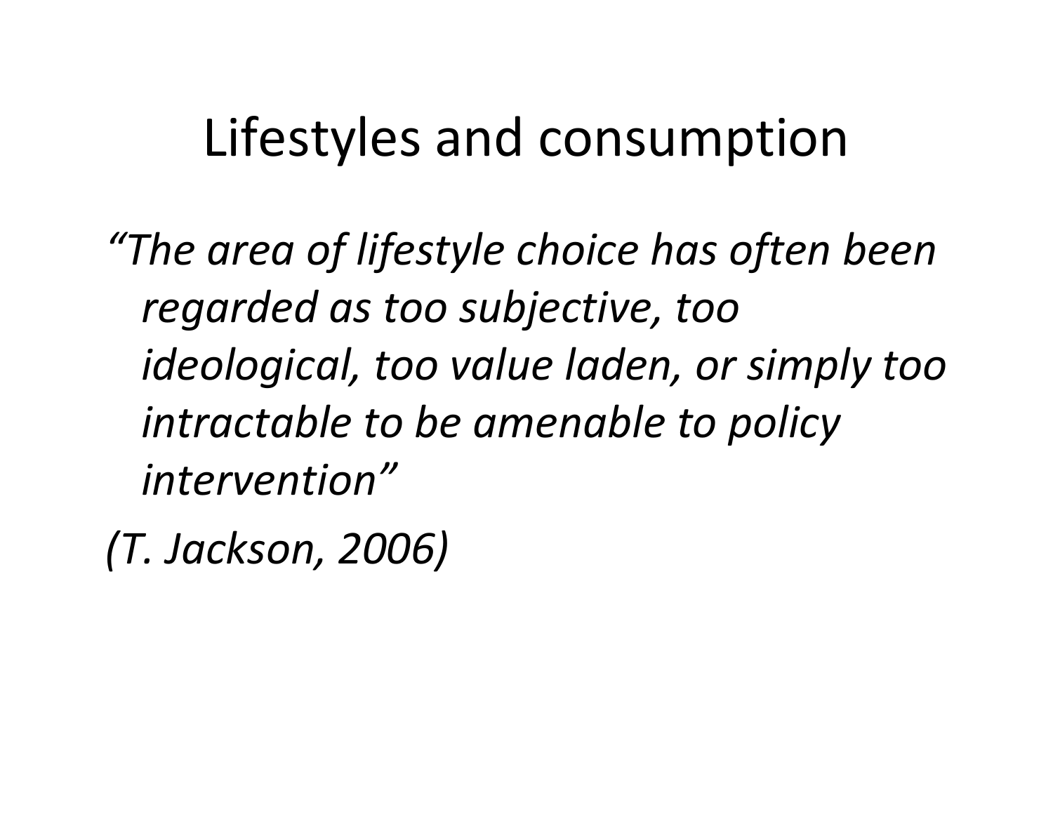# Lifestyles and consumption

*"The area of lifestyle choice has often been regarded as too subjective, too ideological, too value laden, or simply too intractable to be amenable to policy intervention"*

*(T. Jackson, 2006)*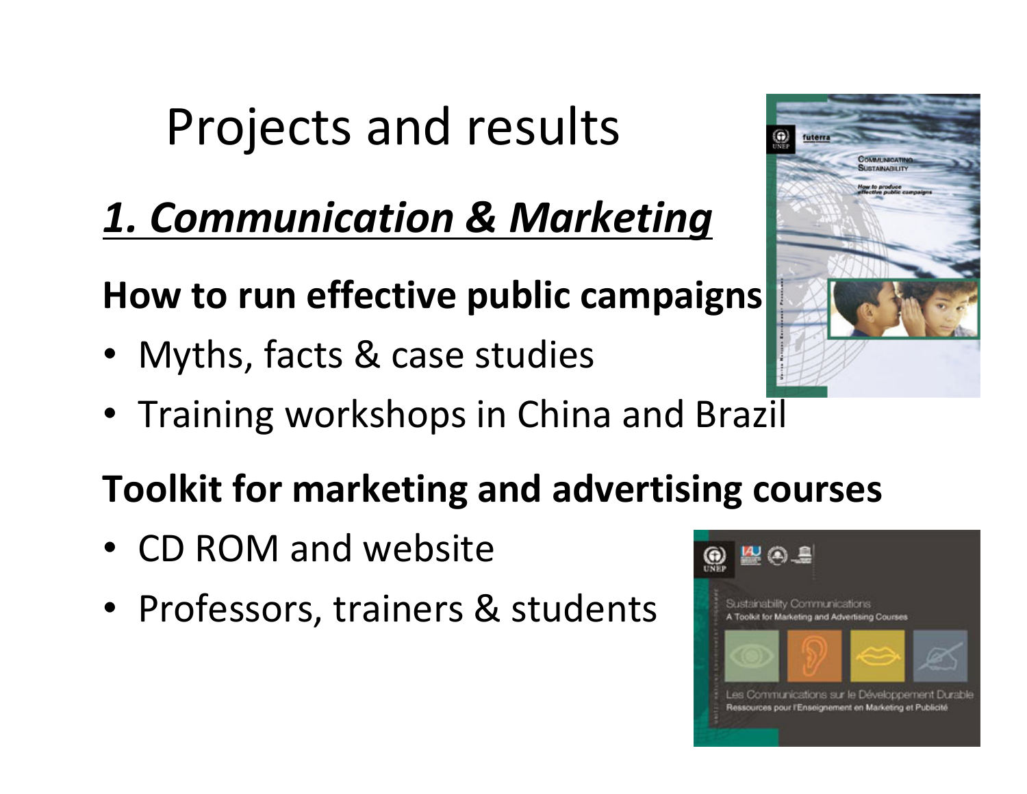# Projects and results

## *1. Communication & Marketing*

**How to run effective public campaigns**

- Myths, facts & case studies
- Training workshops in China and Brazil

**Toolkit for marketing and advertising courses**

- CD ROM and website
- Professors, trainers & students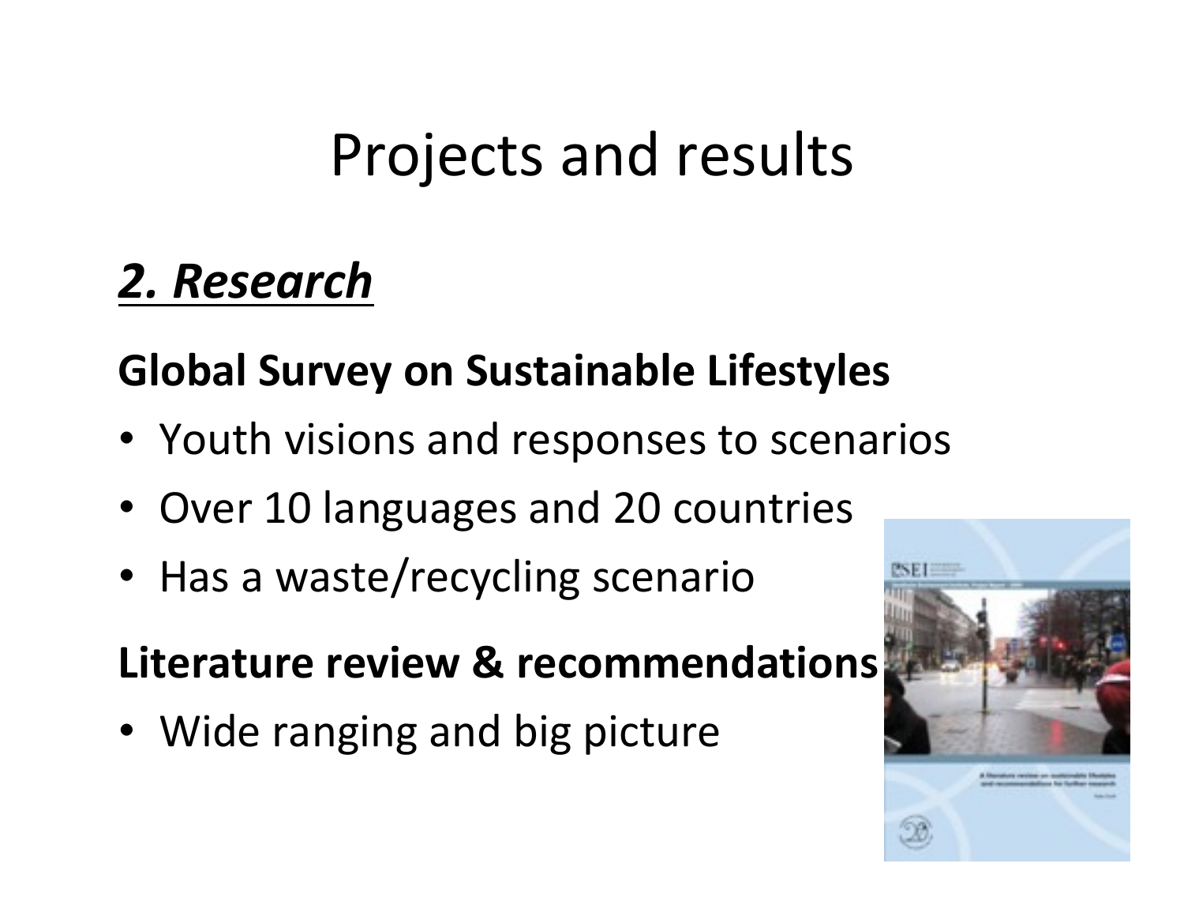# Projects and results

## *2. Research*

**Global Survey on Sustainable Lifestyles**

- Youth visions and responses to scenarios
- Over 10 languages and 20 countries
- Has a waste/recycling scenario

**Literature review & recommendations**

- Wide ranging and big picture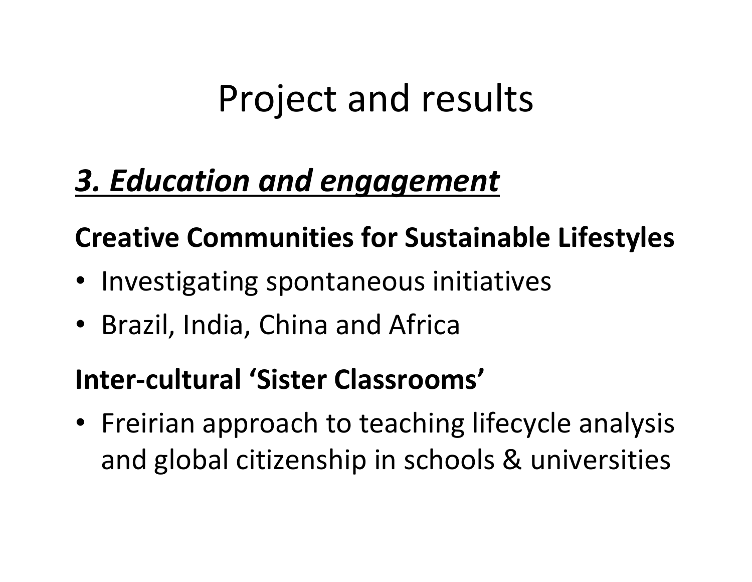# Project and results

## ***3. Education and engagement***

**Creative Communities for Sustainable Lifestyles**

- Investigating spontaneous initiatives
- Brazil, India, China and Africa

**Inter-cultural 'Sister Classrooms'**

- Freirian approach to teaching lifecycle analysis and global citizenship in schools & universities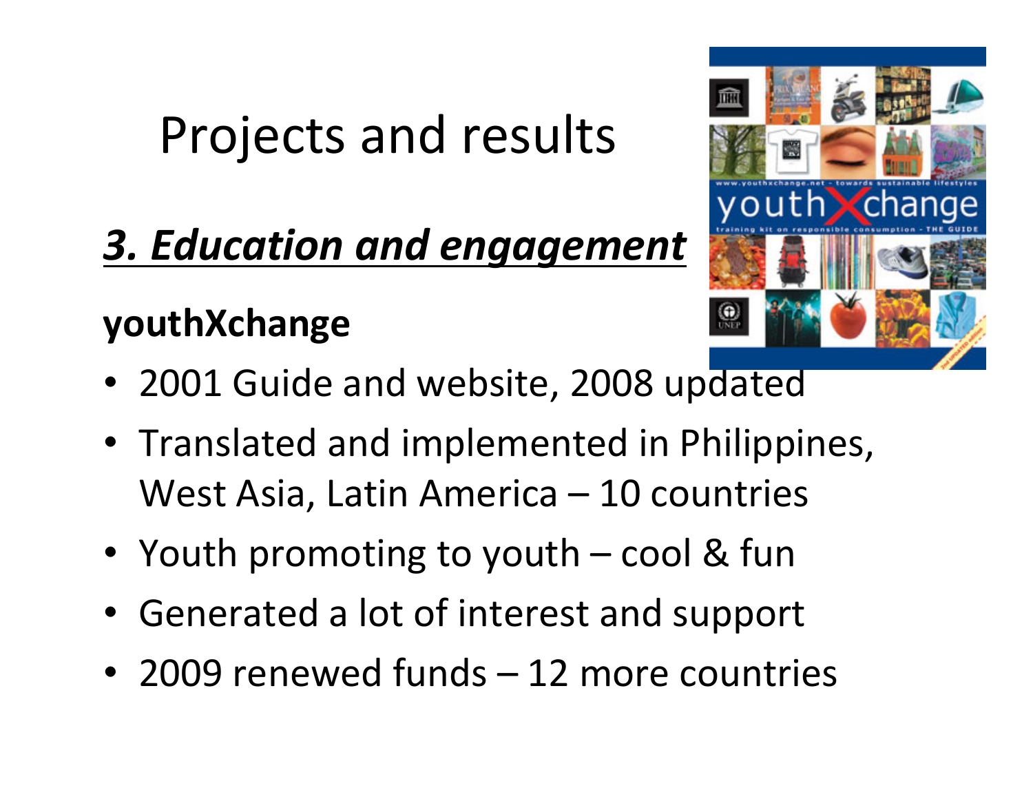# Projects and results

## *3. Education and engagement*

**youthXchange**

- 2001 Guide and website, 2008 updated
- Translated and implemented in Philippines, West Asia, Latin America – 10 countries
- Youth promoting to youth – cool & fun
- Generated a lot of interest and support
- 2009 renewed funds – 12 more countries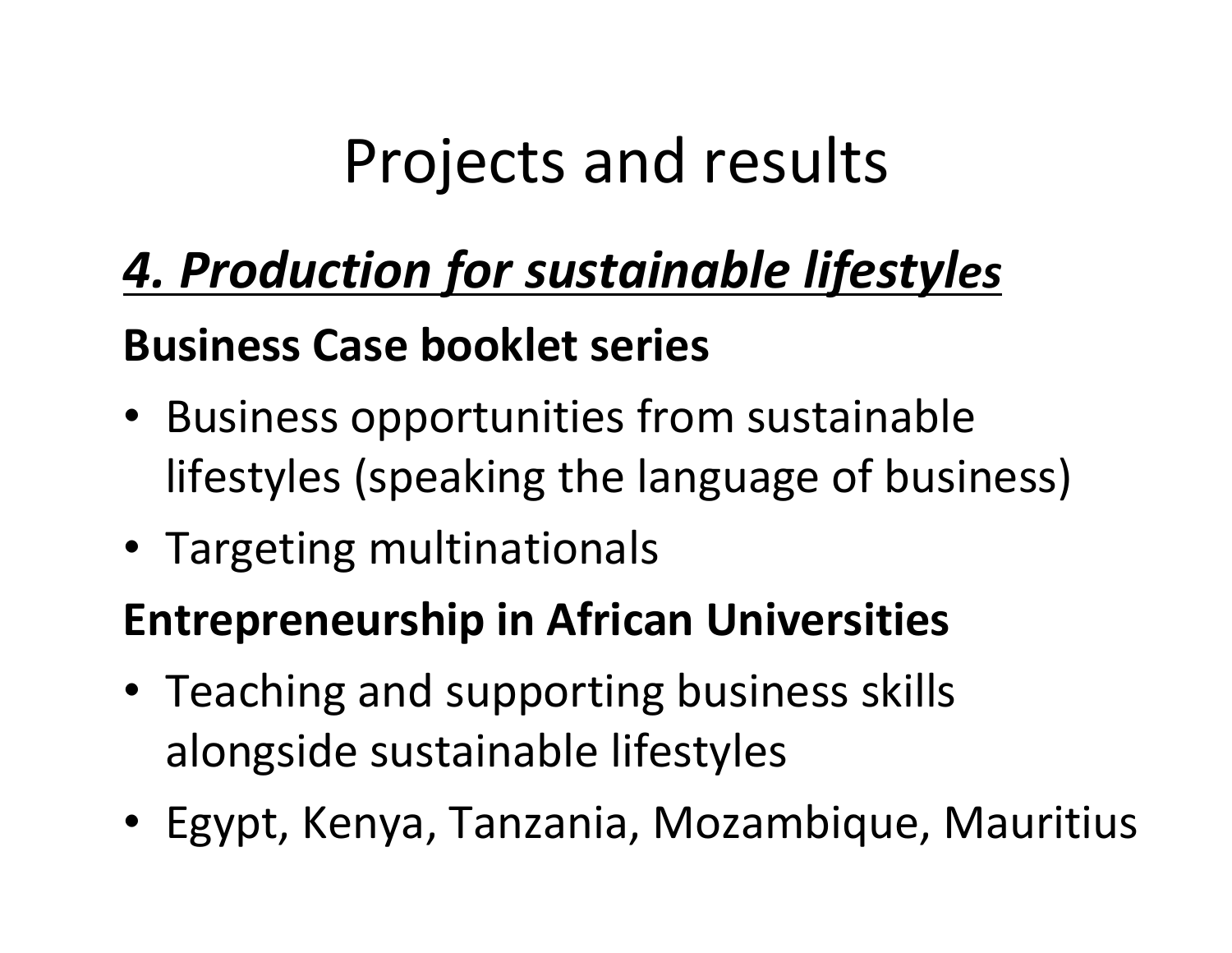# Projects and results

## *4. Production for sustainable lifestyles*

### Business Case booklet series

- Business opportunities from sustainable lifestyles (speaking the language of business)
- Targeting multinationals

### Entrepreneurship in African Universities

- Teaching and supporting business skills alongside sustainable lifestyles
- Egypt, Kenya, Tanzania, Mozambique, Mauritius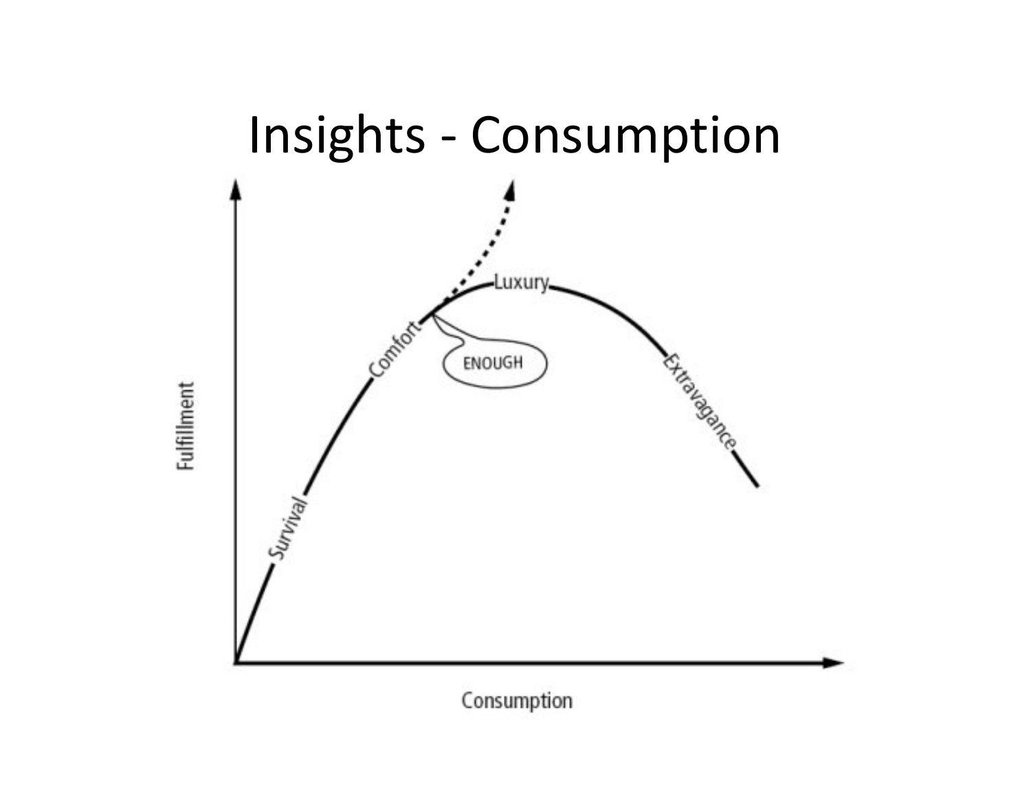# Insights - Consumption

Fulfillment

Survival

Comfort

ENOUGH

Luxury

Extravagance

Consumption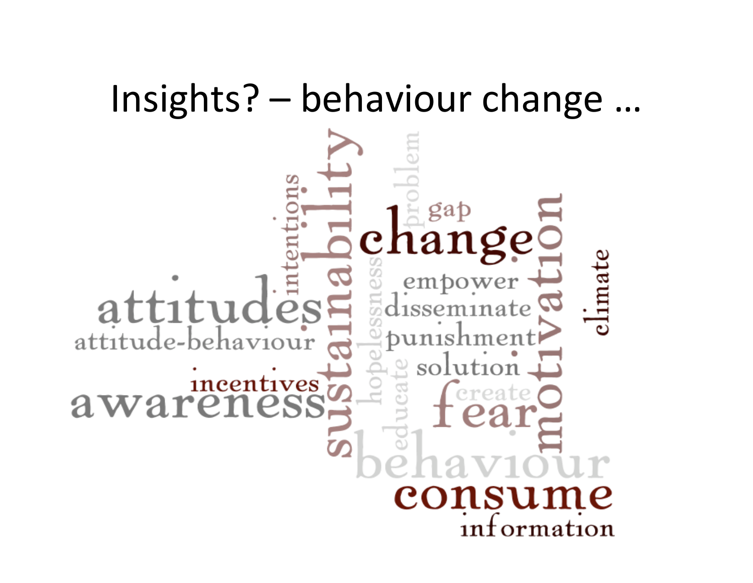# Insights? – behaviour change …

sustainability
intentions
problem
gap
change
motivation
climate
attitudes
attitude-behaviour
hopelessness
empower
disseminate
punishment
solution
incentives
awareness
educate
create
fear
behaviour
consume
information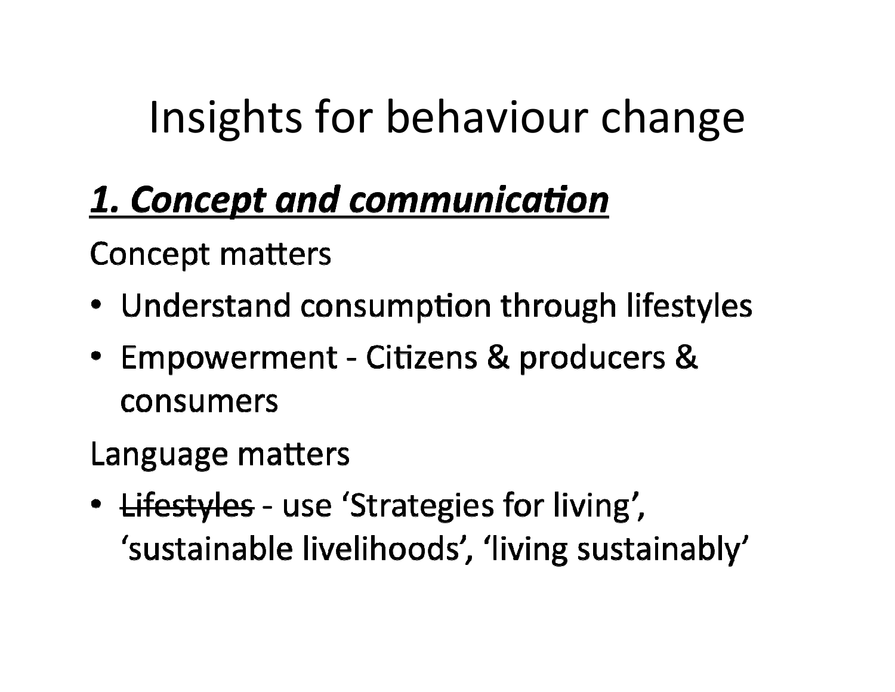# Insights for behaviour change

## ***1. Concept and communication***

Concept matters

- Understand consumption through lifestyles
- Empowerment - Citizens & producers & consumers

Language matters

- ~~Lifestyles~~ - use 'Strategies for living', 'sustainable livelihoods', 'living sustainably'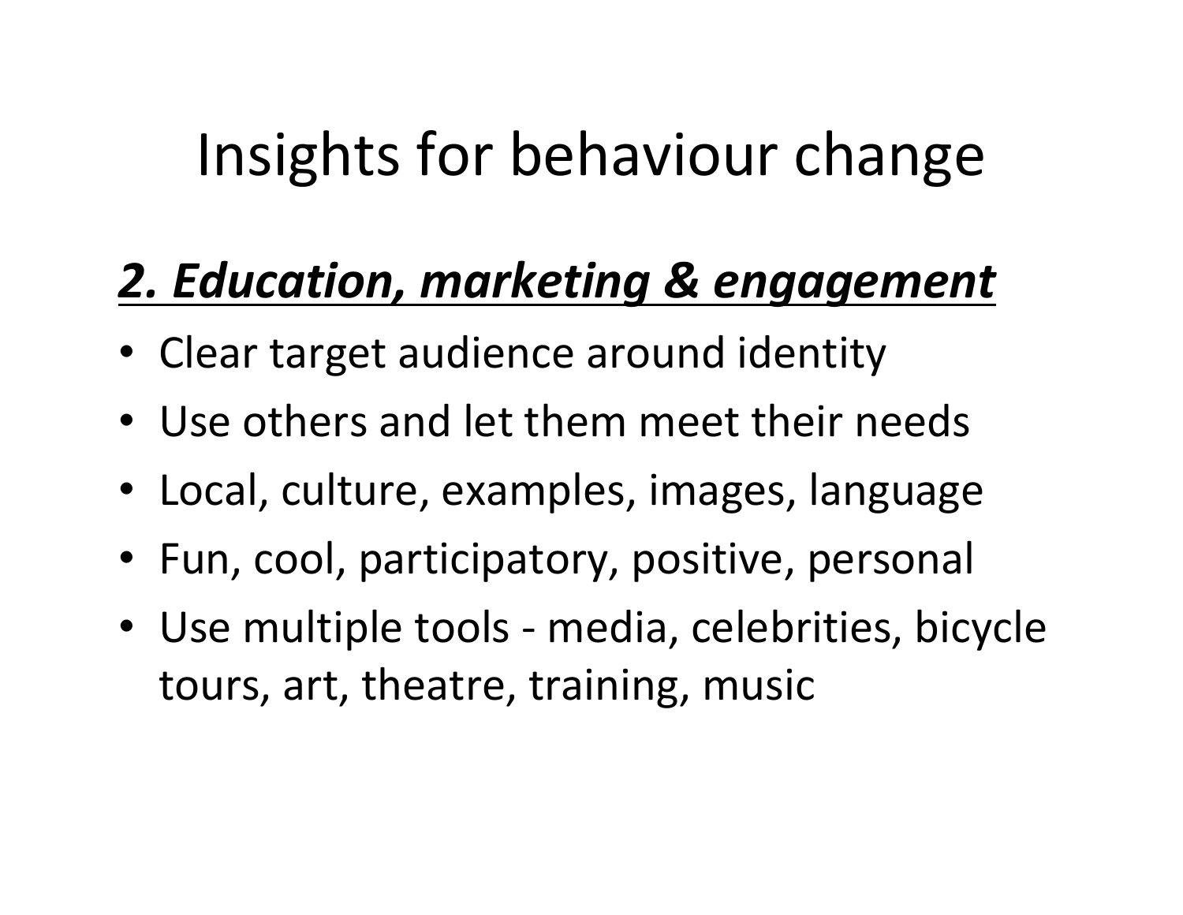# Insights for behaviour change

## ***2. Education, marketing & engagement***

- Clear target audience around identity
- Use others and let them meet their needs
- Local, culture, examples, images, language
- Fun, cool, participatory, positive, personal
- Use multiple tools - media, celebrities, bicycle tours, art, theatre, training, music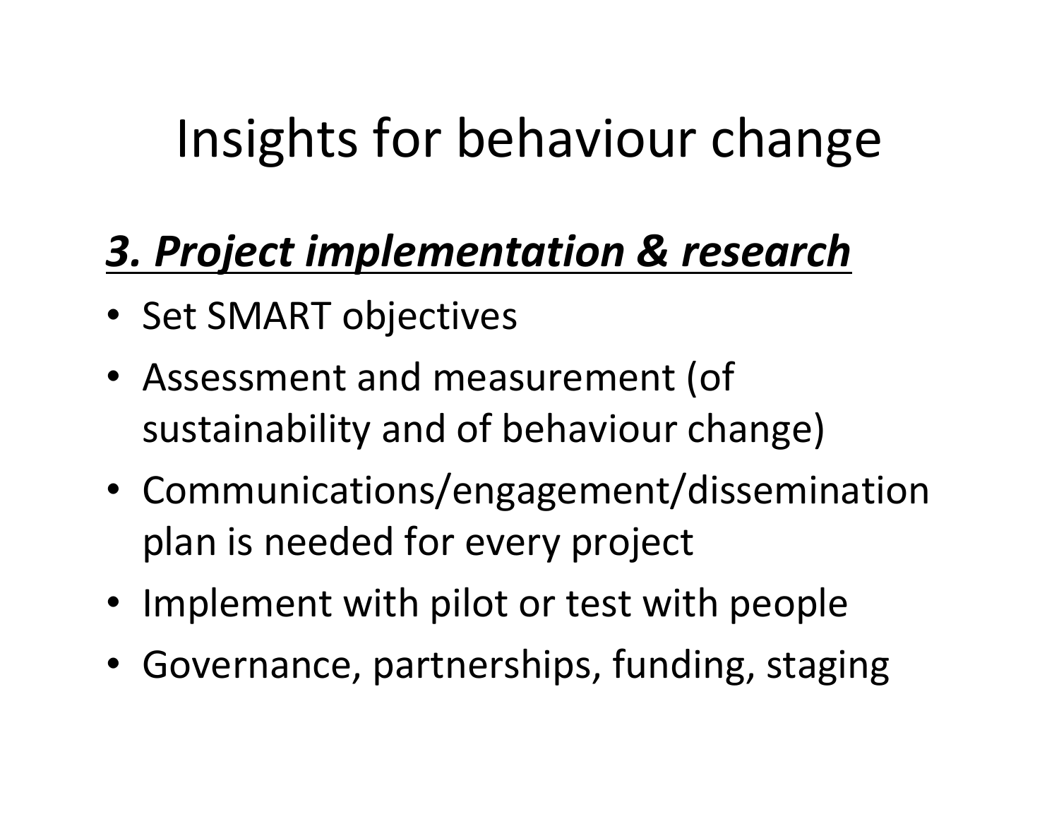# Insights for behaviour change

## ***3. Project implementation & research***

- Set SMART objectives
- Assessment and measurement (of sustainability and of behaviour change)
- Communications/engagement/dissemination plan is needed for every project
- Implement with pilot or test with people
- Governance, partnerships, funding, staging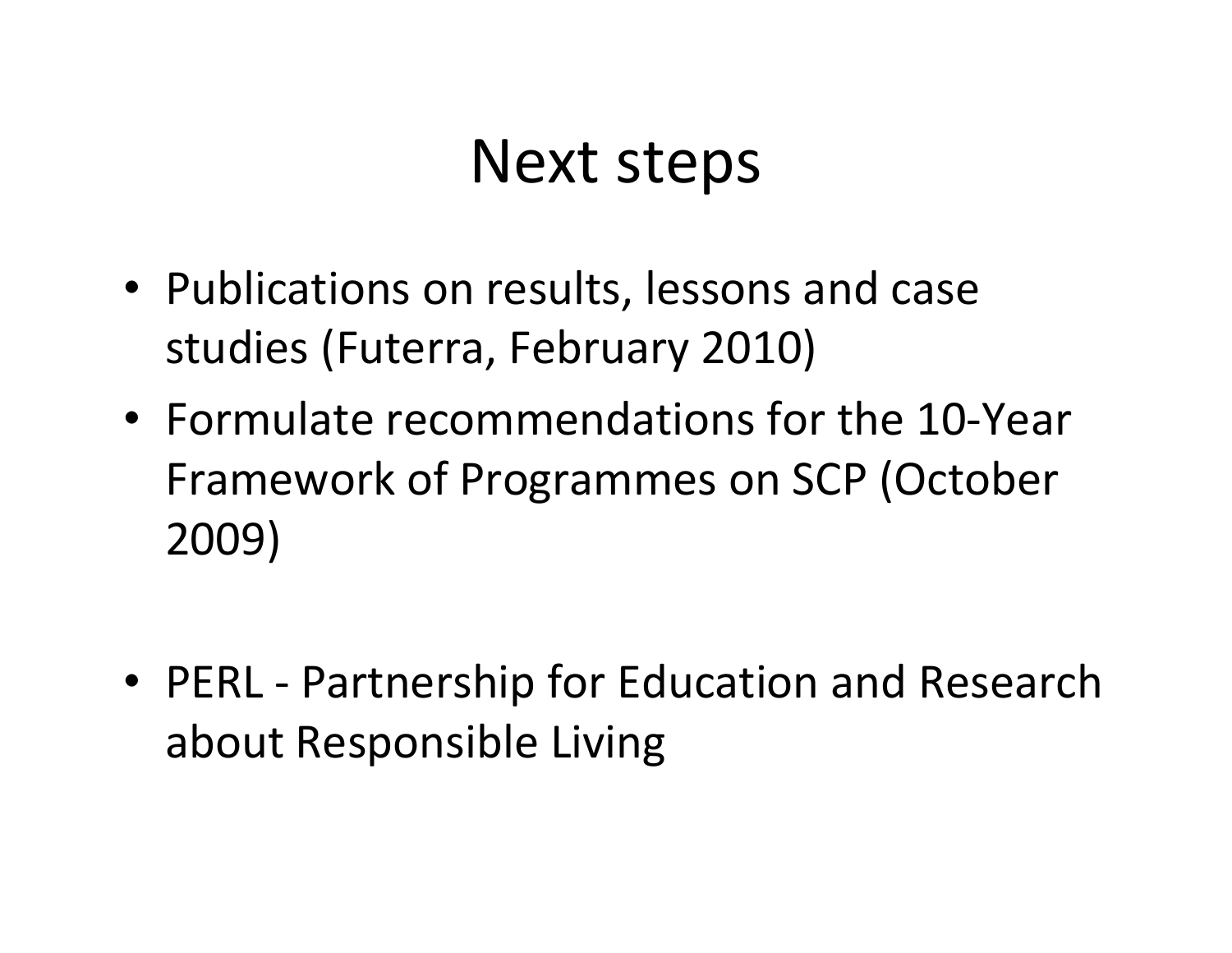# Next steps

- Publications on results, lessons and case studies (Futerra, February 2010)
- Formulate recommendations for the 10-Year Framework of Programmes on SCP (October 2009)

- PERL - Partnership for Education and Research about Responsible Living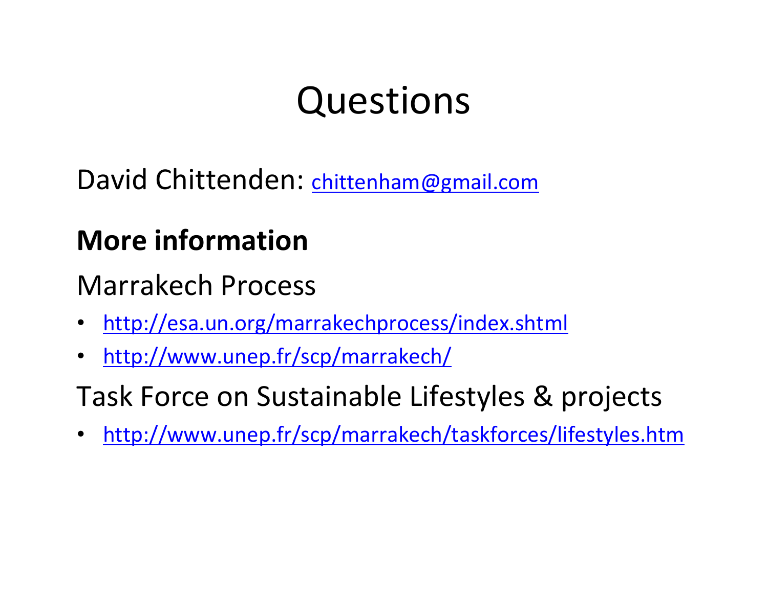# Questions

David Chittenden: chittenham@gmail.com

**More information**

Marrakech Process

- http://esa.un.org/marrakechprocess/index.shtml
- http://www.unep.fr/scp/marrakech/

Task Force on Sustainable Lifestyles & projects

- http://www.unep.fr/scp/marrakech/taskforces/lifestyles.htm